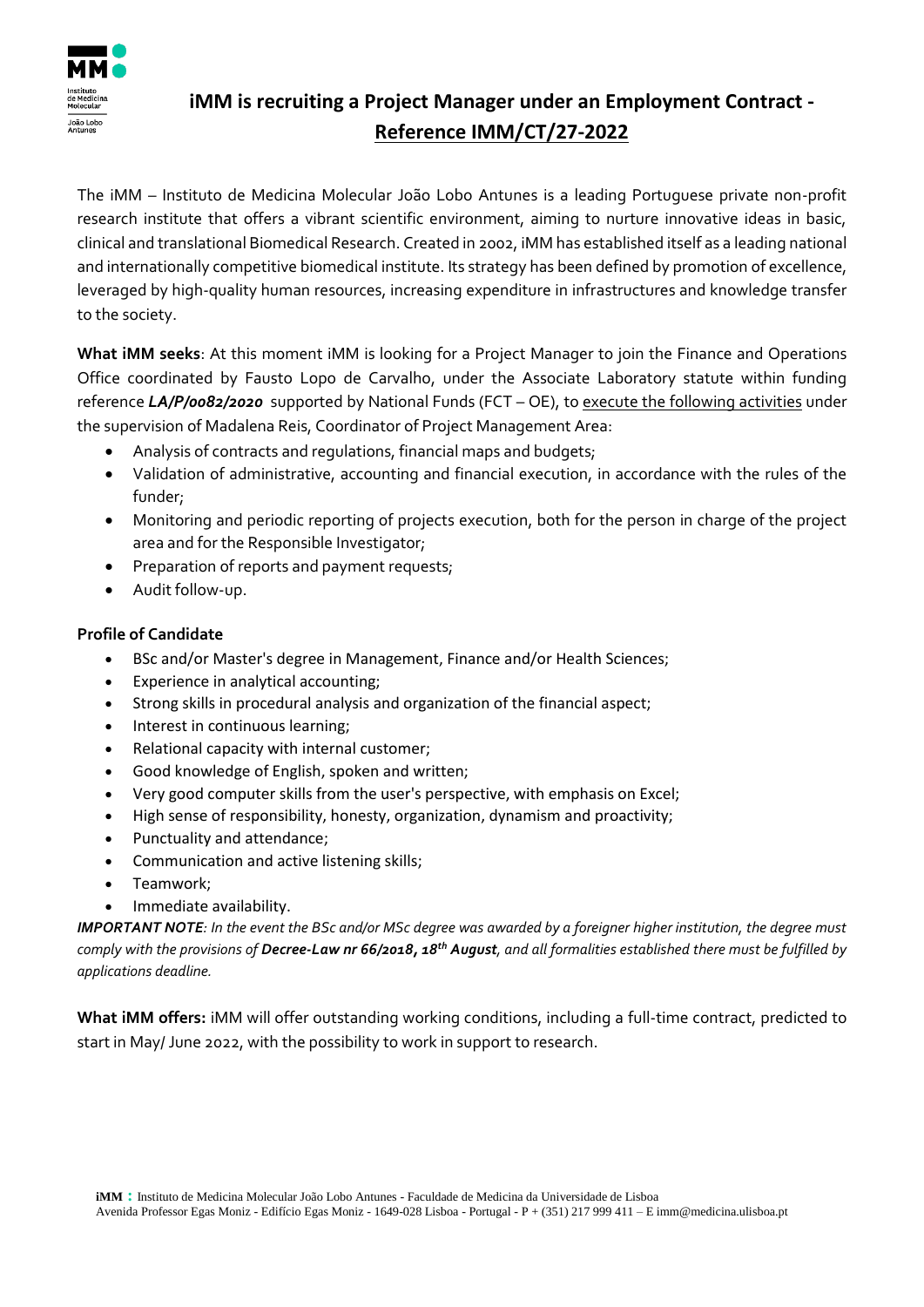# iMM is recruiting a Project Manager under an Employment Contract - Reference IMM/CT/27-2022

The iMM – Instituto de Medicina Molecular João Lobo Antunes is a leading Portuguese private non-profit research institute that offers a vibrant scientific environment, aiming to nurture innovative ideas in basic, clinical and translational Biomedical Research. Created in 2002, iMM has established itself as a leading national and internationally competitive biomedical institute. Its strategy has been defined by promotion of excellence, leveraged by high-quality human resources, increasing expenditure in infrastructures and knowledge transfer to the society.

**What iMM seeks**: At this moment iMM is looking for a Project Manager to join the Finance and Operations Office coordinated by Fausto Lopo de Carvalho, under the Associate Laboratory statute within funding reference ***LA/P/0082/2020*** supported by National Funds (FCT – OE), to execute the following activities under the supervision of Madalena Reis, Coordinator of Project Management Area:

- Analysis of contracts and regulations, financial maps and budgets;
- Validation of administrative, accounting and financial execution, in accordance with the rules of the funder;
- Monitoring and periodic reporting of projects execution, both for the person in charge of the project area and for the Responsible Investigator;
- Preparation of reports and payment requests;
- Audit follow-up.

**Profile of Candidate**

- BSc and/or Master's degree in Management, Finance and/or Health Sciences;
- Experience in analytical accounting;
- Strong skills in procedural analysis and organization of the financial aspect;
- Interest in continuous learning;
- Relational capacity with internal customer;
- Good knowledge of English, spoken and written;
- Very good computer skills from the user's perspective, with emphasis on Excel;
- High sense of responsibility, honesty, organization, dynamism and proactivity;
- Punctuality and attendance;
- Communication and active listening skills;
- Teamwork;
- Immediate availability.

***IMPORTANT NOTE****: In the event the BSc and/or MSc degree was awarded by a foreigner higher institution, the degree must comply with the provisions of* ***Decree-Law nr 66/2018, 18th August****, and all formalities established there must be fulfilled by applications deadline.*

**What iMM offers:** iMM will offer outstanding working conditions, including a full-time contract, predicted to start in May/ June 2022, with the possibility to work in support to research.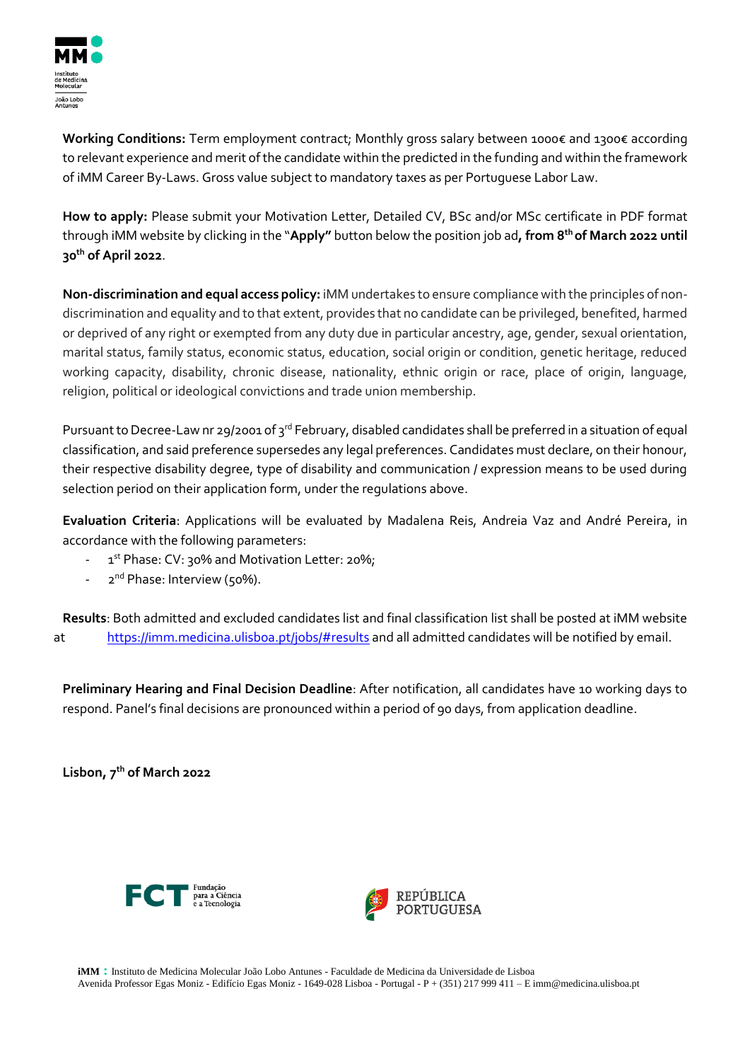**Working Conditions:** Term employment contract; Monthly gross salary between 1000€ and 1300€ according to relevant experience and merit of the candidate within the predicted in the funding and within the framework of iMM Career By-Laws. Gross value subject to mandatory taxes as per Portuguese Labor Law.

**How to apply:** Please submit your Motivation Letter, Detailed CV, BSc and/or MSc certificate in PDF format through iMM website by clicking in the "**Apply"** button below the position job ad**, from 8th of March 2022 until 30th of April 2022**.

**Non-discrimination and equal access policy:** iMM undertakes to ensure compliance with the principles of non-discrimination and equality and to that extent, provides that no candidate can be privileged, benefited, harmed or deprived of any right or exempted from any duty due in particular ancestry, age, gender, sexual orientation, marital status, family status, economic status, education, social origin or condition, genetic heritage, reduced working capacity, disability, chronic disease, nationality, ethnic origin or race, place of origin, language, religion, political or ideological convictions and trade union membership.

Pursuant to Decree-Law nr 29/2001 of 3rd February, disabled candidates shall be preferred in a situation of equal classification, and said preference supersedes any legal preferences. Candidates must declare, on their honour, their respective disability degree, type of disability and communication / expression means to be used during selection period on their application form, under the regulations above.

**Evaluation Criteria**: Applications will be evaluated by Madalena Reis, Andreia Vaz and André Pereira, in accordance with the following parameters:

- 1st Phase: CV: 30% and Motivation Letter: 20%;
- 2nd Phase: Interview (50%).

**Results**: Both admitted and excluded candidates list and final classification list shall be posted at iMM website at https://imm.medicina.ulisboa.pt/jobs/#results and all admitted candidates will be notified by email.

**Preliminary Hearing and Final Decision Deadline**: After notification, all candidates have 10 working days to respond. Panel's final decisions are pronounced within a period of 90 days, from application deadline.

**Lisbon, 7th of March 2022**

**iMM** : Instituto de Medicina Molecular João Lobo Antunes - Faculdade de Medicina da Universidade de Lisboa
Avenida Professor Egas Moniz - Edifício Egas Moniz - 1649-028 Lisboa - Portugal - P + (351) 217 999 411 – E imm@medicina.ulisboa.pt